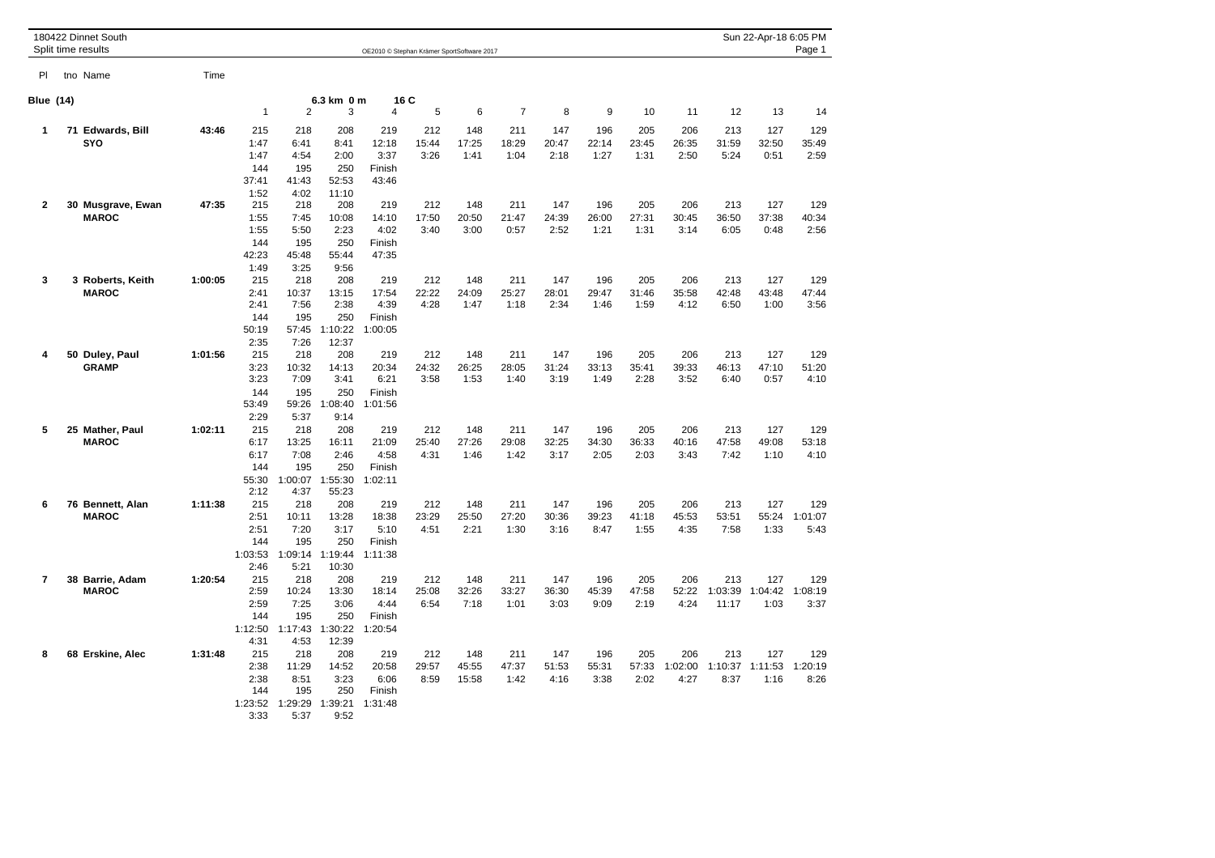180422 Dinnet South
Split time results

OE2010 © Stephan Krämer SportSoftware 2017

Sun 22-Apr-18 6:05 PM

## Blue (14) — 6.3 km 0 m — 16 C

| Pl | tno | Name | Time | 1 | 2 | 3 | 4 | 5 | 6 | 7 | 8 | 9 | 10 | 11 | 12 | 13 | 14 |
|---|---|---|---|---|---|---|---|---|---|---|---|---|---|---|---|---|---|
| **1** | 71 | **Edwards, Bill** | **43:46** | 215 | 218 | 208 | 219 | 212 | 148 | 211 | 147 | 196 | 205 | 206 | 213 | 127 | 129 |
| | | **SYO** | | 1:47 | 6:41 | 8:41 | 12:18 | 15:44 | 17:25 | 18:29 | 20:47 | 22:14 | 23:45 | 26:35 | 31:59 | 32:50 | 35:49 |
| | | | | 1:47 | 4:54 | 2:00 | 3:37 | 3:26 | 1:41 | 1:04 | 2:18 | 1:27 | 1:31 | 2:50 | 5:24 | 0:51 | 2:59 |
| | | | | 144 | 195 | 250 | Finish | | | | | | | | | | |
| | | | | 37:41 | 41:43 | 52:53 | 43:46 | | | | | | | | | | |
| | | | | 1:52 | 4:02 | 11:10 | | | | | | | | | | | |
| **2** | 30 | **Musgrave, Ewan** | **47:35** | 215 | 218 | 208 | 219 | 212 | 148 | 211 | 147 | 196 | 205 | 206 | 213 | 127 | 129 |
| | | **MAROC** | | 1:55 | 7:45 | 10:08 | 14:10 | 17:50 | 20:50 | 21:47 | 24:39 | 26:00 | 27:31 | 30:45 | 36:50 | 37:38 | 40:34 |
| | | | | 1:55 | 5:50 | 2:23 | 4:02 | 3:40 | 3:00 | 0:57 | 2:52 | 1:21 | 1:31 | 3:14 | 6:05 | 0:48 | 2:56 |
| | | | | 144 | 195 | 250 | Finish | | | | | | | | | | |
| | | | | 42:23 | 45:48 | 55:44 | 47:35 | | | | | | | | | | |
| | | | | 1:49 | 3:25 | 9:56 | | | | | | | | | | | |
| **3** | 3 | **Roberts, Keith** | **1:00:05** | 215 | 218 | 208 | 219 | 212 | 148 | 211 | 147 | 196 | 205 | 206 | 213 | 127 | 129 |
| | | **MAROC** | | 2:41 | 10:37 | 13:15 | 17:54 | 22:22 | 24:09 | 25:27 | 28:01 | 29:47 | 31:46 | 35:58 | 42:48 | 43:48 | 47:44 |
| | | | | 2:41 | 7:56 | 2:38 | 4:39 | 4:28 | 1:47 | 1:18 | 2:34 | 1:46 | 1:59 | 4:12 | 6:50 | 1:00 | 3:56 |
| | | | | 144 | 195 | 250 | Finish | | | | | | | | | | |
| | | | | 50:19 | 57:45 | 1:10:22 | 1:00:05 | | | | | | | | | | |
| | | | | 2:35 | 7:26 | 12:37 | | | | | | | | | | | |
| **4** | 50 | **Duley, Paul** | **1:01:56** | 215 | 218 | 208 | 219 | 212 | 148 | 211 | 147 | 196 | 205 | 206 | 213 | 127 | 129 |
| | | **GRAMP** | | 3:23 | 10:32 | 14:13 | 20:34 | 24:32 | 26:25 | 28:05 | 31:24 | 33:13 | 35:41 | 39:33 | 46:13 | 47:10 | 51:20 |
| | | | | 3:23 | 7:09 | 3:41 | 6:21 | 3:58 | 1:53 | 1:40 | 3:19 | 1:49 | 2:28 | 3:52 | 6:40 | 0:57 | 4:10 |
| | | | | 144 | 195 | 250 | Finish | | | | | | | | | | |
| | | | | 53:49 | 59:26 | 1:08:40 | 1:01:56 | | | | | | | | | | |
| | | | | 2:29 | 5:37 | 9:14 | | | | | | | | | | | |
| **5** | 25 | **Mather, Paul** | **1:02:11** | 215 | 218 | 208 | 219 | 212 | 148 | 211 | 147 | 196 | 205 | 206 | 213 | 127 | 129 |
| | | **MAROC** | | 6:17 | 13:25 | 16:11 | 21:09 | 25:40 | 27:26 | 29:08 | 32:25 | 34:30 | 36:33 | 40:16 | 47:58 | 49:08 | 53:18 |
| | | | | 6:17 | 7:08 | 2:46 | 4:58 | 4:31 | 1:46 | 1:42 | 3:17 | 2:05 | 2:03 | 3:43 | 7:42 | 1:10 | 4:10 |
| | | | | 144 | 195 | 250 | Finish | | | | | | | | | | |
| | | | | 55:30 | 1:00:07 | 1:55:30 | 1:02:11 | | | | | | | | | | |
| | | | | 2:12 | 4:37 | 55:23 | | | | | | | | | | | |
| **6** | 76 | **Bennett, Alan** | **1:11:38** | 215 | 218 | 208 | 219 | 212 | 148 | 211 | 147 | 196 | 205 | 206 | 213 | 127 | 129 |
| | | **MAROC** | | 2:51 | 10:11 | 13:28 | 18:38 | 23:29 | 25:50 | 27:20 | 30:36 | 39:23 | 41:18 | 45:53 | 53:51 | 55:24 | 1:01:07 |
| | | | | 2:51 | 7:20 | 3:17 | 5:10 | 4:51 | 2:21 | 1:30 | 3:16 | 8:47 | 1:55 | 4:35 | 7:58 | 1:33 | 5:43 |
| | | | | 144 | 195 | 250 | Finish | | | | | | | | | | |
| | | | | 1:03:53 | 1:09:14 | 1:19:44 | 1:11:38 | | | | | | | | | | |
| | | | | 2:46 | 5:21 | 10:30 | | | | | | | | | | | |
| **7** | 38 | **Barrie, Adam** | **1:20:54** | 215 | 218 | 208 | 219 | 212 | 148 | 211 | 147 | 196 | 205 | 206 | 213 | 127 | 129 |
| | | **MAROC** | | 2:59 | 10:24 | 13:30 | 18:14 | 25:08 | 32:26 | 33:27 | 36:30 | 45:39 | 47:58 | 52:22 | 1:03:39 | 1:04:42 | 1:08:19 |
| | | | | 2:59 | 7:25 | 3:06 | 4:44 | 6:54 | 7:18 | 1:01 | 3:03 | 9:09 | 2:19 | 4:24 | 11:17 | 1:03 | 3:37 |
| | | | | 144 | 195 | 250 | Finish | | | | | | | | | | |
| | | | | 1:12:50 | 1:17:43 | 1:30:22 | 1:20:54 | | | | | | | | | | |
| | | | | 4:31 | 4:53 | 12:39 | | | | | | | | | | | |
| **8** | 68 | **Erskine, Alec** | **1:31:48** | 215 | 218 | 208 | 219 | 212 | 148 | 211 | 147 | 196 | 205 | 206 | 213 | 127 | 129 |
| | | | | 2:38 | 11:29 | 14:52 | 20:58 | 29:57 | 45:55 | 47:37 | 51:53 | 55:31 | 57:33 | 1:02:00 | 1:10:37 | 1:11:53 | 1:20:19 |
| | | | | 2:38 | 8:51 | 3:23 | 6:06 | 8:59 | 15:58 | 1:42 | 4:16 | 3:38 | 2:02 | 4:27 | 8:37 | 1:16 | 8:26 |
| | | | | 144 | 195 | 250 | Finish | | | | | | | | | | |
| | | | | 1:23:52 | 1:29:29 | 1:39:21 | 1:31:48 | | | | | | | | | | |
| | | | | 3:33 | 5:37 | 9:52 | | | | | | | | | | | |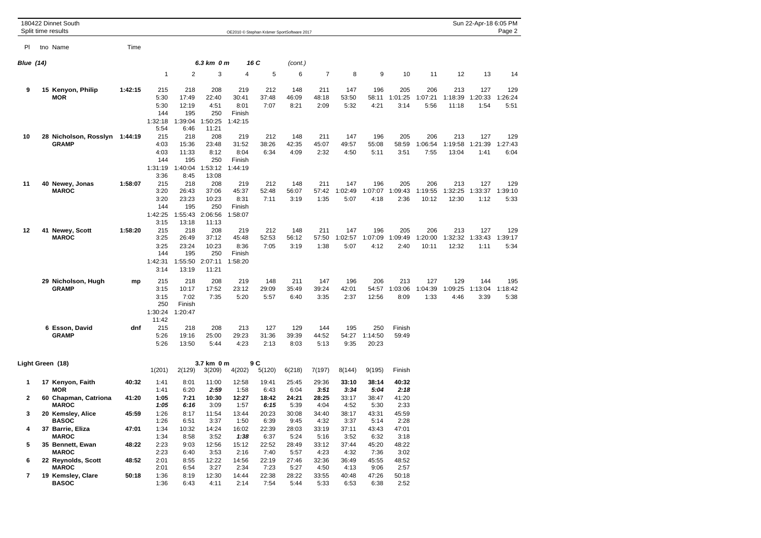180422 Dinnet South
Split time results

OE2010 © Stephan Krämer SportSoftware 2017

Sun 22-Apr-18 6:05 PM

## Blue (14) — 6.3 km 0 m, 16 C (cont.)

| Pl | tno Name | Time | 1 | 2 | 3 | 4 | 5 | 6 | 7 | 8 | 9 | 10 | 11 | 12 | 13 | 14 |
|---|---|---|---|---|---|---|---|---|---|---|---|---|---|---|---|---|
| 9 | 15 Kenyon, Philip | 1:42:15 | 215 | 218 | 208 | 219 | 212 | 148 | 211 | 147 | 196 | 205 | 206 | 213 | 127 | 129 |
| | MOR | | 5:30 | 17:49 | 22:40 | 30:41 | 37:48 | 46:09 | 48:18 | 53:50 | 58:11 | 1:01:25 | 1:07:21 | 1:18:39 | 1:20:33 | 1:26:24 |
| | | | 5:30 | 12:19 | 4:51 | 8:01 | 7:07 | 8:21 | 2:09 | 5:32 | 4:21 | 3:14 | 5:56 | 11:18 | 1:54 | 5:51 |
| | | | 144 | 195 | 250 | Finish | | | | | | | | | | |
| | | | 1:32:18 | 1:39:04 | 1:50:25 | 1:42:15 | | | | | | | | | | |
| | | | 5:54 | 6:46 | 11:21 | | | | | | | | | | | |
| 10 | 28 Nicholson, Rosslyn | 1:44:19 | 215 | 218 | 208 | 219 | 212 | 148 | 211 | 147 | 196 | 205 | 206 | 213 | 127 | 129 |
| | GRAMP | | 4:03 | 15:36 | 23:48 | 31:52 | 38:26 | 42:35 | 45:07 | 49:57 | 55:08 | 58:59 | 1:06:54 | 1:19:58 | 1:21:39 | 1:27:43 |
| | | | 4:03 | 11:33 | 8:12 | 8:04 | 6:34 | 4:09 | 2:32 | 4:50 | 5:11 | 3:51 | 7:55 | 13:04 | 1:41 | 6:04 |
| | | | 144 | 195 | 250 | Finish | | | | | | | | | | |
| | | | 1:31:19 | 1:40:04 | 1:53:12 | 1:44:19 | | | | | | | | | | |
| | | | 3:36 | 8:45 | 13:08 | | | | | | | | | | | |
| 11 | 40 Newey, Jonas | 1:58:07 | 215 | 218 | 208 | 219 | 212 | 148 | 211 | 147 | 196 | 205 | 206 | 213 | 127 | 129 |
| | MAROC | | 3:20 | 26:43 | 37:06 | 45:37 | 52:48 | 56:07 | 57:42 | 1:02:49 | 1:07:07 | 1:09:43 | 1:19:55 | 1:32:25 | 1:33:37 | 1:39:10 |
| | | | 3:20 | 23:23 | 10:23 | 8:31 | 7:11 | 3:19 | 1:35 | 5:07 | 4:18 | 2:36 | 10:12 | 12:30 | 1:12 | 5:33 |
| | | | 144 | 195 | 250 | Finish | | | | | | | | | | |
| | | | 1:42:25 | 1:55:43 | 2:06:56 | 1:58:07 | | | | | | | | | | |
| | | | 3:15 | 13:18 | 11:13 | | | | | | | | | | | |
| 12 | 41 Newey, Scott | 1:58:20 | 215 | 218 | 208 | 219 | 212 | 148 | 211 | 147 | 196 | 205 | 206 | 213 | 127 | 129 |
| | MAROC | | 3:25 | 26:49 | 37:12 | 45:48 | 52:53 | 56:12 | 57:50 | 1:02:57 | 1:07:09 | 1:09:49 | 1:20:00 | 1:32:32 | 1:33:43 | 1:39:17 |
| | | | 3:25 | 23:24 | 10:23 | 8:36 | 7:05 | 3:19 | 1:38 | 5:07 | 4:12 | 2:40 | 10:11 | 12:32 | 1:11 | 5:34 |
| | | | 144 | 195 | 250 | Finish | | | | | | | | | | |
| | | | 1:42:31 | 1:55:50 | 2:07:11 | 1:58:20 | | | | | | | | | | |
| | | | 3:14 | 13:19 | 11:21 | | | | | | | | | | | |
| | 29 Nicholson, Hugh | mp | 215 | 218 | 208 | 219 | 148 | 211 | 147 | 196 | 206 | 213 | 127 | 129 | 144 | 195 |
| | GRAMP | | 3:15 | 10:17 | 17:52 | 23:12 | 29:09 | 35:49 | 39:24 | 42:01 | 54:57 | 1:03:06 | 1:04:39 | 1:09:25 | 1:13:04 | 1:18:42 |
| | | | 3:15 | 7:02 | 7:35 | 5:20 | 5:57 | 6:40 | 3:35 | 2:37 | 12:56 | 8:09 | 1:33 | 4:46 | 3:39 | 5:38 |
| | | | 250 | Finish | | | | | | | | | | | | |
| | | | 1:30:24 | 1:20:47 | | | | | | | | | | | | |
| | | | 11:42 | | | | | | | | | | | | | |
| | 6 Esson, David | dnf | 215 | 218 | 208 | 213 | 127 | 129 | 144 | 195 | 250 | Finish | | | | |
| | GRAMP | | 5:26 | 19:16 | 25:00 | 29:23 | 31:36 | 39:39 | 44:52 | 54:27 | 1:14:50 | 59:49 | | | | |
| | | | 5:26 | 13:50 | 5:44 | 4:23 | 2:13 | 8:03 | 5:13 | 9:35 | 20:23 | | | | | |

## Light Green (18) — 3.7 km 0 m, 9 C

| Pl | tno Name | Time | 1(201) | 2(129) | 3(209) | 4(202) | 5(120) | 6(218) | 7(197) | 8(144) | 9(195) | Finish |
|---|---|---|---|---|---|---|---|---|---|---|---|---|
| 1 | 17 Kenyon, Faith | 40:32 | 1:41 | 8:01 | 11:00 | 12:58 | 19:41 | 25:45 | 29:36 | **33:10** | **38:14** | **40:32** |
| | MOR | | 1:41 | 6:20 | ***2:59*** | 1:58 | 6:43 | 6:04 | ***3:51*** | ***3:34*** | ***5:04*** | ***2:18*** |
| 2 | 60 Chapman, Catriona | 41:20 | **1:05** | **7:21** | **10:30** | **12:27** | **18:42** | **24:21** | **28:25** | 33:17 | 38:47 | 41:20 |
| | MAROC | | ***1:05*** | ***6:16*** | 3:09 | 1:57 | ***6:15*** | 5:39 | 4:04 | 4:52 | 5:30 | 2:33 |
| 3 | 20 Kemsley, Alice | 45:59 | 1:26 | 8:17 | 11:54 | 13:44 | 20:23 | 30:08 | 34:40 | 38:17 | 43:31 | 45:59 |
| | BASOC | | 1:26 | 6:51 | 3:37 | 1:50 | 6:39 | 9:45 | 4:32 | 3:37 | 5:14 | 2:28 |
| 4 | 37 Barrie, Eliza | 47:01 | 1:34 | 10:32 | 14:24 | 16:02 | 22:39 | 28:03 | 33:19 | 37:11 | 43:43 | 47:01 |
| | MAROC | | 1:34 | 8:58 | 3:52 | ***1:38*** | 6:37 | 5:24 | 5:16 | 3:52 | 6:32 | 3:18 |
| 5 | 35 Bennett, Ewan | 48:22 | 2:23 | 9:03 | 12:56 | 15:12 | 22:52 | 28:49 | 33:12 | 37:44 | 45:20 | 48:22 |
| | MAROC | | 2:23 | 6:40 | 3:53 | 2:16 | 7:40 | 5:57 | 4:23 | 4:32 | 7:36 | 3:02 |
| 6 | 22 Reynolds, Scott | 48:52 | 2:01 | 8:55 | 12:22 | 14:56 | 22:19 | 27:46 | 32:36 | 36:49 | 45:55 | 48:52 |
| | MAROC | | 2:01 | 6:54 | 3:27 | 2:34 | 7:23 | 5:27 | 4:50 | 4:13 | 9:06 | 2:57 |
| 7 | 19 Kemsley, Clare | 50:18 | 1:36 | 8:19 | 12:30 | 14:44 | 22:38 | 28:22 | 33:55 | 40:48 | 47:26 | 50:18 |
| | BASOC | | 1:36 | 6:43 | 4:11 | 2:14 | 7:54 | 5:44 | 5:33 | 6:53 | 6:38 | 2:52 |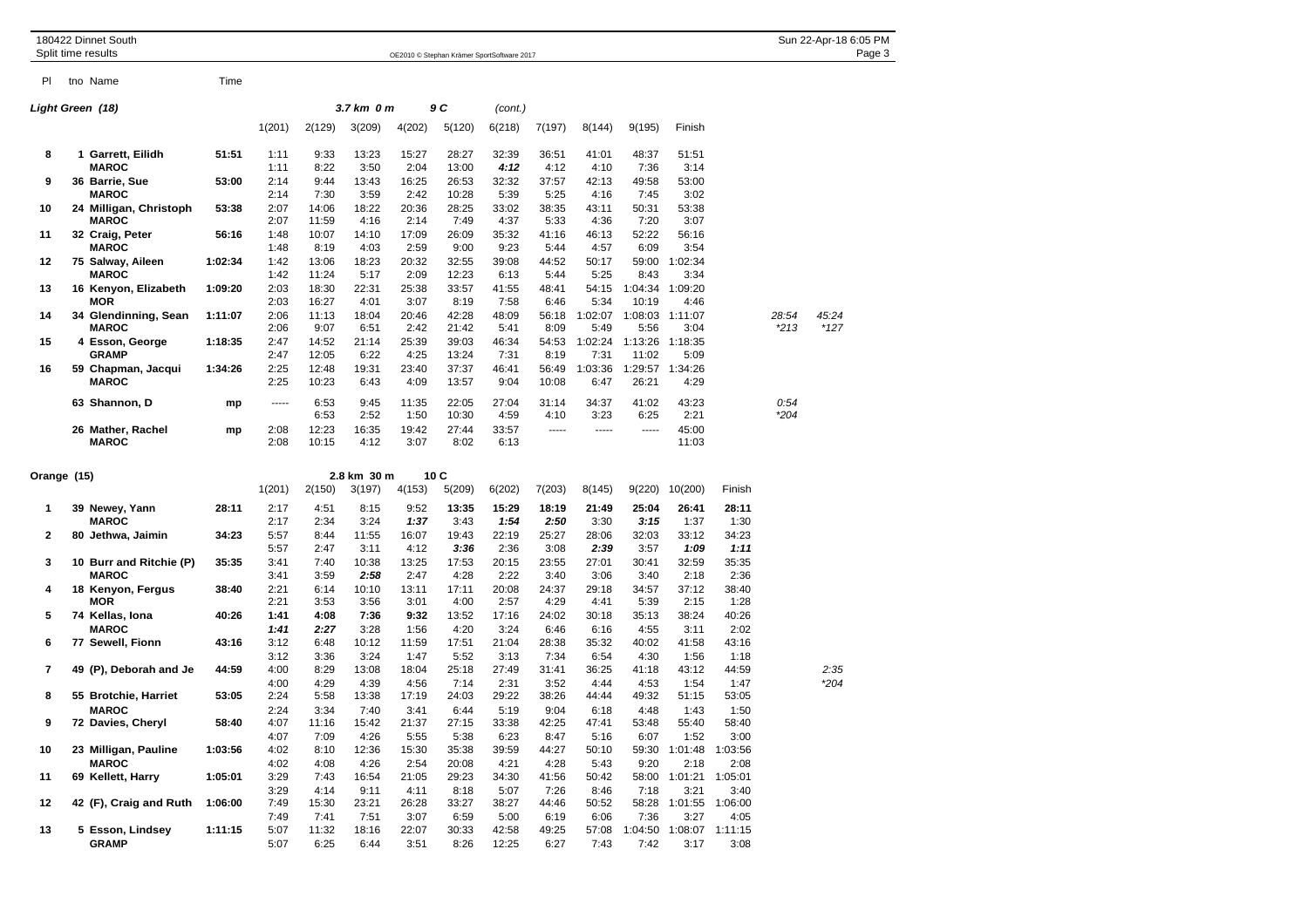180422 Dinnet South
Split time results

OE2010 © Stephan Krämer SportSoftware 2017

## Light Green (18) — 3.7 km 0 m, 9 C (cont.)

| Pl | tno | Name | Time | 1(201) | 2(129) | 3(209) | 4(202) | 5(120) | 6(218) | 7(197) | 8(144) | 9(195) | Finish | | |
|---|---|---|---|---|---|---|---|---|---|---|---|---|---|---|---|
| 8 | 1 | **Garrett, Eilidh** | **51:51** | 1:11 | 9:33 | 13:23 | 15:27 | 28:27 | 32:39 | 36:51 | 41:01 | 48:37 | 51:51 | | |
| | | **MAROC** | | 1:11 | 8:22 | 3:50 | 2:04 | 13:00 | ***4:12*** | 4:12 | 4:10 | 7:36 | 3:14 | | |
| 9 | 36 | **Barrie, Sue** | **53:00** | 2:14 | 9:44 | 13:43 | 16:25 | 26:53 | 32:32 | 37:57 | 42:13 | 49:58 | 53:00 | | |
| | | **MAROC** | | 2:14 | 7:30 | 3:59 | 2:42 | 10:28 | 5:39 | 5:25 | 4:16 | 7:45 | 3:02 | | |
| 10 | 24 | **Milligan, Christoph** | **53:38** | 2:07 | 14:06 | 18:22 | 20:36 | 28:25 | 33:02 | 38:35 | 43:11 | 50:31 | 53:38 | | |
| | | **MAROC** | | 2:07 | 11:59 | 4:16 | 2:14 | 7:49 | 4:37 | 5:33 | 4:36 | 7:20 | 3:07 | | |
| 11 | 32 | **Craig, Peter** | **56:16** | 1:48 | 10:07 | 14:10 | 17:09 | 26:09 | 35:32 | 41:16 | 46:13 | 52:22 | 56:16 | | |
| | | **MAROC** | | 1:48 | 8:19 | 4:03 | 2:59 | 9:00 | 9:23 | 5:44 | 4:57 | 6:09 | 3:54 | | |
| 12 | 75 | **Salway, Aileen** | **1:02:34** | 1:42 | 13:06 | 18:23 | 20:32 | 32:55 | 39:08 | 44:52 | 50:17 | 59:00 | 1:02:34 | | |
| | | **MAROC** | | 1:42 | 11:24 | 5:17 | 2:09 | 12:23 | 6:13 | 5:44 | 5:25 | 8:43 | 3:34 | | |
| 13 | 16 | **Kenyon, Elizabeth** | **1:09:20** | 2:03 | 18:30 | 22:31 | 25:38 | 33:57 | 41:55 | 48:41 | 54:15 | 1:04:34 | 1:09:20 | | |
| | | **MOR** | | 2:03 | 16:27 | 4:01 | 3:07 | 8:19 | 7:58 | 6:46 | 5:34 | 10:19 | 4:46 | | |
| 14 | 34 | **Glendinning, Sean** | **1:11:07** | 2:06 | 11:13 | 18:04 | 20:46 | 42:28 | 48:09 | 56:18 | 1:02:07 | 1:08:03 | 1:11:07 | *28:54* | *45:24* |
| | | **MAROC** | | 2:06 | 9:07 | 6:51 | 2:42 | 21:42 | 5:41 | 8:09 | 5:49 | 5:56 | 3:04 | **213* | **127* |
| 15 | 4 | **Esson, George** | **1:18:35** | 2:47 | 14:52 | 21:14 | 25:39 | 39:03 | 46:34 | 54:53 | 1:02:24 | 1:13:26 | 1:18:35 | | |
| | | **GRAMP** | | 2:47 | 12:05 | 6:22 | 4:25 | 13:24 | 7:31 | 8:19 | 7:31 | 11:02 | 5:09 | | |
| 16 | 59 | **Chapman, Jacqui** | **1:34:26** | 2:25 | 12:48 | 19:31 | 23:40 | 37:37 | 46:41 | 56:49 | 1:03:36 | 1:29:57 | 1:34:26 | | |
| | | **MAROC** | | 2:25 | 10:23 | 6:43 | 4:09 | 13:57 | 9:04 | 10:08 | 6:47 | 26:21 | 4:29 | | |
| | 63 | **Shannon, D** | **mp** | ----- | 6:53 | 9:45 | 11:35 | 22:05 | 27:04 | 31:14 | 34:37 | 41:02 | 43:23 | *0:54* | |
| | | | | | 6:53 | 2:52 | 1:50 | 10:30 | 4:59 | 4:10 | 3:23 | 6:25 | 2:21 | **204* | |
| | 26 | **Mather, Rachel** | **mp** | 2:08 | 12:23 | 16:35 | 19:42 | 27:44 | 33:57 | ----- | ----- | ----- | 45:00 | | |
| | | **MAROC** | | 2:08 | 10:15 | 4:12 | 3:07 | 8:02 | 6:13 | | | | 11:03 | | |

## Orange (15) — 2.8 km 30 m, 10 C

| Pl | tno | Name | Time | 1(201) | 2(150) | 3(197) | 4(153) | 5(209) | 6(202) | 7(203) | 8(145) | 9(220) | 10(200) | Finish | |
|---|---|---|---|---|---|---|---|---|---|---|---|---|---|---|---|
| 1 | 39 | **Newey, Yann** | **28:11** | 2:17 | 4:51 | 8:15 | 9:52 | **13:35** | **15:29** | **18:19** | **21:49** | **25:04** | **26:41** | **28:11** | |
| | | **MAROC** | | 2:17 | 2:34 | 3:24 | ***1:37*** | 3:43 | ***1:54*** | ***2:50*** | 3:30 | ***3:15*** | 1:37 | 1:30 | |
| 2 | 80 | **Jethwa, Jaimin** | **34:23** | 5:57 | 8:44 | 11:55 | 16:07 | 19:43 | 22:19 | 25:27 | 28:06 | 32:03 | 33:12 | 34:23 | |
| | | | | 5:57 | 2:47 | 3:11 | 4:12 | ***3:36*** | 2:36 | 3:08 | ***2:39*** | 3:57 | ***1:09*** | ***1:11*** | |
| 3 | 10 | **Burr and Ritchie (P)** | **35:35** | 3:41 | 7:40 | 10:38 | 13:25 | 17:53 | 20:15 | 23:55 | 27:01 | 30:41 | 32:59 | 35:35 | |
| | | **MAROC** | | 3:41 | 3:59 | ***2:58*** | 2:47 | 4:28 | 2:22 | 3:40 | 3:06 | 3:40 | 2:18 | 2:36 | |
| 4 | 18 | **Kenyon, Fergus** | **38:40** | 2:21 | 6:14 | 10:10 | 13:11 | 17:11 | 20:08 | 24:37 | 29:18 | 34:57 | 37:12 | 38:40 | |
| | | **MOR** | | 2:21 | 3:53 | 3:56 | 3:01 | 4:00 | 2:57 | 4:29 | 4:41 | 5:39 | 2:15 | 1:28 | |
| 5 | 74 | **Kellas, Iona** | **40:26** | **1:41** | **4:08** | **7:36** | **9:32** | 13:52 | 17:16 | 24:02 | 30:18 | 35:13 | 38:24 | 40:26 | |
| | | **MAROC** | | ***1:41*** | ***2:27*** | 3:28 | 1:56 | 4:20 | 3:24 | 6:46 | 6:16 | 4:55 | 3:11 | 2:02 | |
| 6 | 77 | **Sewell, Fionn** | **43:16** | 3:12 | 6:48 | 10:12 | 11:59 | 17:51 | 21:04 | 28:38 | 35:32 | 40:02 | 41:58 | 43:16 | |
| | | | | 3:12 | 3:36 | 3:24 | 1:47 | 5:52 | 3:13 | 7:34 | 6:54 | 4:30 | 1:56 | 1:18 | |
| 7 | 49 | **(P), Deborah and Je** | **44:59** | 4:00 | 8:29 | 13:08 | 18:04 | 25:18 | 27:49 | 31:41 | 36:25 | 41:18 | 43:12 | 44:59 | *2:35* |
| | | | | 4:00 | 4:29 | 4:39 | 4:56 | 7:14 | 2:31 | 3:52 | 4:44 | 4:53 | 1:54 | 1:47 | **204* |
| 8 | 55 | **Brotchie, Harriet** | **53:05** | 2:24 | 5:58 | 13:38 | 17:19 | 24:03 | 29:22 | 38:26 | 44:44 | 49:32 | 51:15 | 53:05 | |
| | | **MAROC** | | 2:24 | 3:34 | 7:40 | 3:41 | 6:44 | 5:19 | 9:04 | 6:18 | 4:48 | 1:43 | 1:50 | |
| 9 | 72 | **Davies, Cheryl** | **58:40** | 4:07 | 11:16 | 15:42 | 21:37 | 27:15 | 33:38 | 42:25 | 47:41 | 53:48 | 55:40 | 58:40 | |
| | | | | 4:07 | 7:09 | 4:26 | 5:55 | 5:38 | 6:23 | 8:47 | 5:16 | 6:07 | 1:52 | 3:00 | |
| 10 | 23 | **Milligan, Pauline** | **1:03:56** | 4:02 | 8:10 | 12:36 | 15:30 | 35:38 | 39:59 | 44:27 | 50:10 | 59:30 | 1:01:48 | 1:03:56 | |
| | | **MAROC** | | 4:02 | 4:08 | 4:26 | 2:54 | 20:08 | 4:21 | 4:28 | 5:43 | 9:20 | 2:18 | 2:08 | |
| 11 | 69 | **Kellett, Harry** | **1:05:01** | 3:29 | 7:43 | 16:54 | 21:05 | 29:23 | 34:30 | 41:56 | 50:42 | 58:00 | 1:01:21 | 1:05:01 | |
| | | | | 3:29 | 4:14 | 9:11 | 4:11 | 8:18 | 5:07 | 7:26 | 8:46 | 7:18 | 3:21 | 3:40 | |
| 12 | 42 | **(F), Craig and Ruth** | **1:06:00** | 7:49 | 15:30 | 23:21 | 26:28 | 33:27 | 38:27 | 44:46 | 50:52 | 58:28 | 1:01:55 | 1:06:00 | |
| | | | | 7:49 | 7:41 | 7:51 | 3:07 | 6:59 | 5:00 | 6:19 | 6:06 | 7:36 | 3:27 | 4:05 | |
| 13 | 5 | **Esson, Lindsey** | **1:11:15** | 5:07 | 11:32 | 18:16 | 22:07 | 30:33 | 42:58 | 49:25 | 57:08 | 1:04:50 | 1:08:07 | 1:11:15 | |
| | | **GRAMP** | | 5:07 | 6:25 | 6:44 | 3:51 | 8:26 | 12:25 | 6:27 | 7:43 | 7:42 | 3:17 | 3:08 | |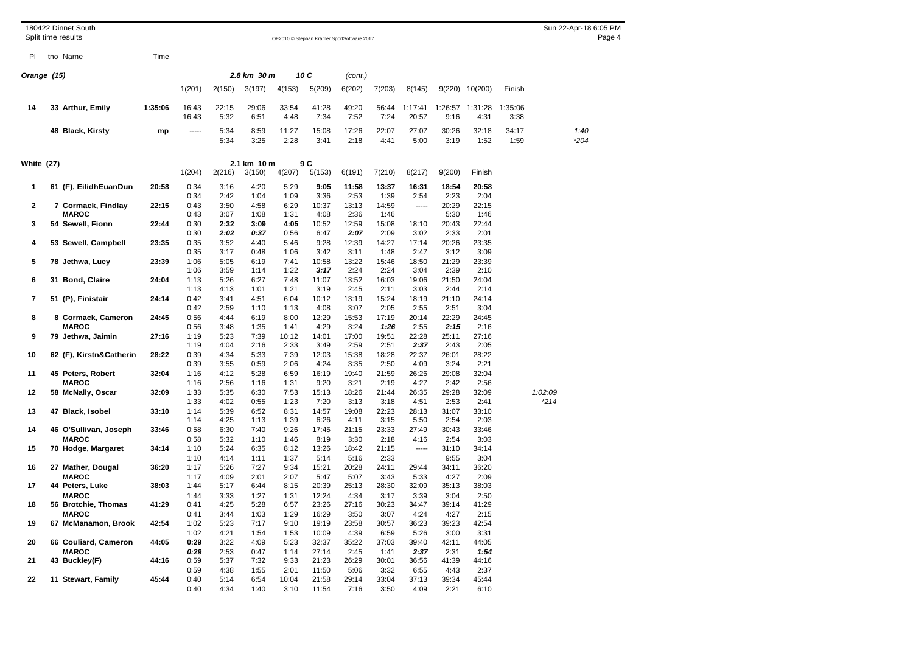## Orange (15)

2.8 km 30 m 10 C (cont.)

| Pl | tno | Name | Time | 1(201) | 2(150) | 3(197) | 4(153) | 5(209) | 6(202) | 7(203) | 8(145) | 9(220) | 10(200) | Finish | | |
|---|---|---|---|---|---|---|---|---|---|---|---|---|---|---|---|---|
| 14 | 33 | Arthur, Emily | 1:35:06 | 16:43 | 22:15 | 29:06 | 33:54 | 41:28 | 49:20 | 56:44 | 1:17:41 | 1:26:57 | 1:31:28 | 1:35:06 | | |
| | | | | 16:43 | 5:32 | 6:51 | 4:48 | 7:34 | 7:52 | 7:24 | 20:57 | 9:16 | 4:31 | 3:38 | | |
| | 48 | Black, Kirsty | mp | ----- | 5:34 | 8:59 | 11:27 | 15:08 | 17:26 | 22:07 | 27:07 | 30:26 | 32:18 | 34:17 | | 1:40 |
| | | | | | 5:34 | 3:25 | 2:28 | 3:41 | 2:18 | 4:41 | 5:00 | 3:19 | 1:52 | 1:59 | | *204 |

## White (27)

2.1 km 10 m 9 C

| Pl | tno | Name | Time | 1(204) | 2(216) | 3(150) | 4(207) | 5(153) | 6(191) | 7(210) | 8(217) | 9(200) | Finish | | |
|---|---|---|---|---|---|---|---|---|---|---|---|---|---|---|---|
| 1 | 61 | (F), EilidhEuanDun | 20:58 | 0:34 | 3:16 | 4:20 | 5:29 | **9:05** | **11:58** | **13:37** | **16:31** | **18:54** | **20:58** | | |
| | | | | 0:34 | 2:42 | 1:04 | 1:09 | 3:36 | 2:53 | 1:39 | 2:54 | 2:23 | 2:04 | | |
| 2 | 7 | Cormack, Findlay | 22:15 | 0:43 | 3:50 | 4:58 | 6:29 | 10:37 | 13:13 | 14:59 | ----- | 20:29 | 22:15 | | |
| | | MAROC | | 0:43 | 3:07 | 1:08 | 1:31 | 4:08 | 2:36 | 1:46 | | 5:30 | 1:46 | | |
| 3 | 54 | Sewell, Fionn | 22:44 | 0:30 | **2:32** | **3:09** | **4:05** | 10:52 | 12:59 | 15:08 | 18:10 | 20:43 | 22:44 | | |
| | | | | 0:30 | ***2:02*** | ***0:37*** | 0:56 | 6:47 | ***2:07*** | 2:09 | 3:02 | 2:33 | 2:01 | | |
| 4 | 53 | Sewell, Campbell | 23:35 | 0:35 | 3:52 | 4:40 | 5:46 | 9:28 | 12:39 | 14:27 | 17:14 | 20:26 | 23:35 | | |
| | | | | 0:35 | 3:17 | 0:48 | 1:06 | 3:42 | 3:11 | 1:48 | 2:47 | 3:12 | 3:09 | | |
| 5 | 78 | Jethwa, Lucy | 23:39 | 1:06 | 5:05 | 6:19 | 7:41 | 10:58 | 13:22 | 15:46 | 18:50 | 21:29 | 23:39 | | |
| | | | | 1:06 | 3:59 | 1:14 | 1:22 | ***3:17*** | 2:24 | 2:24 | 3:04 | 2:39 | 2:10 | | |
| 6 | 31 | Bond, Claire | 24:04 | 1:13 | 5:26 | 6:27 | 7:48 | 11:07 | 13:52 | 16:03 | 19:06 | 21:50 | 24:04 | | |
| | | | | 1:13 | 4:13 | 1:01 | 1:21 | 3:19 | 2:45 | 2:11 | 3:03 | 2:44 | 2:14 | | |
| 7 | 51 | (P), Finistair | 24:14 | 0:42 | 3:41 | 4:51 | 6:04 | 10:12 | 13:19 | 15:24 | 18:19 | 21:10 | 24:14 | | |
| | | | | 0:42 | 2:59 | 1:10 | 1:13 | 4:08 | 3:07 | 2:05 | 2:55 | 2:51 | 3:04 | | |
| 8 | 8 | Cormack, Cameron | 24:45 | 0:56 | 4:44 | 6:19 | 8:00 | 12:29 | 15:53 | 17:19 | 20:14 | 22:29 | 24:45 | | |
| | | MAROC | | 0:56 | 3:48 | 1:35 | 1:41 | 4:29 | 3:24 | ***1:26*** | 2:55 | ***2:15*** | 2:16 | | |
| 9 | 79 | Jethwa, Jaimin | 27:16 | 1:19 | 5:23 | 7:39 | 10:12 | 14:01 | 17:00 | 19:51 | 22:28 | 25:11 | 27:16 | | |
| | | | | 1:19 | 4:04 | 2:16 | 2:33 | 3:49 | 2:59 | 2:51 | ***2:37*** | 2:43 | 2:05 | | |
| 10 | 62 | (F), Kirstn&Catherin | 28:22 | 0:39 | 4:34 | 5:33 | 7:39 | 12:03 | 15:38 | 18:28 | 22:37 | 26:01 | 28:22 | | |
| | | | | 0:39 | 3:55 | 0:59 | 2:06 | 4:24 | 3:35 | 2:50 | 4:09 | 3:24 | 2:21 | | |
| 11 | 45 | Peters, Robert | 32:04 | 1:16 | 4:12 | 5:28 | 6:59 | 16:19 | 19:40 | 21:59 | 26:26 | 29:08 | 32:04 | | |
| | | MAROC | | 1:16 | 2:56 | 1:16 | 1:31 | 9:20 | 3:21 | 2:19 | 4:27 | 2:42 | 2:56 | | |
| 12 | 58 | McNally, Oscar | 32:09 | 1:33 | 5:35 | 6:30 | 7:53 | 15:13 | 18:26 | 21:44 | 26:35 | 29:28 | 32:09 | | 1:02:09 |
| | | | | 1:33 | 4:02 | 0:55 | 1:23 | 7:20 | 3:13 | 3:18 | 4:51 | 2:53 | 2:41 | | *214 |
| 13 | 47 | Black, Isobel | 33:10 | 1:14 | 5:39 | 6:52 | 8:31 | 14:57 | 19:08 | 22:23 | 28:13 | 31:07 | 33:10 | | |
| | | | | 1:14 | 4:25 | 1:13 | 1:39 | 6:26 | 4:11 | 3:15 | 5:50 | 2:54 | 2:03 | | |
| 14 | 46 | O'Sullivan, Joseph | 33:46 | 0:58 | 6:30 | 7:40 | 9:26 | 17:45 | 21:15 | 23:33 | 27:49 | 30:43 | 33:46 | | |
| | | MAROC | | 0:58 | 5:32 | 1:10 | 1:46 | 8:19 | 3:30 | 2:18 | 4:16 | 2:54 | 3:03 | | |
| 15 | 70 | Hodge, Margaret | 34:14 | 1:10 | 5:24 | 6:35 | 8:12 | 13:26 | 18:42 | 21:15 | ----- | 31:10 | 34:14 | | |
| | | | | 1:10 | 4:14 | 1:11 | 1:37 | 5:14 | 5:16 | 2:33 | | 9:55 | 3:04 | | |
| 16 | 27 | Mather, Dougal | 36:20 | 1:17 | 5:26 | 7:27 | 9:34 | 15:21 | 20:28 | 24:11 | 29:44 | 34:11 | 36:20 | | |
| | | MAROC | | 1:17 | 4:09 | 2:01 | 2:07 | 5:47 | 5:07 | 3:43 | 5:33 | 4:27 | 2:09 | | |
| 17 | 44 | Peters, Luke | 38:03 | 1:44 | 5:17 | 6:44 | 8:15 | 20:39 | 25:13 | 28:30 | 32:09 | 35:13 | 38:03 | | |
| | | MAROC | | 1:44 | 3:33 | 1:27 | 1:31 | 12:24 | 4:34 | 3:17 | 3:39 | 3:04 | 2:50 | | |
| 18 | 56 | Brotchie, Thomas | 41:29 | 0:41 | 4:25 | 5:28 | 6:57 | 23:26 | 27:16 | 30:23 | 34:47 | 39:14 | 41:29 | | |
| | | MAROC | | 0:41 | 3:44 | 1:03 | 1:29 | 16:29 | 3:50 | 3:07 | 4:24 | 4:27 | 2:15 | | |
| 19 | 67 | McManamon, Brook | 42:54 | 1:02 | 5:23 | 7:17 | 9:10 | 19:19 | 23:58 | 30:57 | 36:23 | 39:23 | 42:54 | | |
| | | | | 1:02 | 4:21 | 1:54 | 1:53 | 10:09 | 4:39 | 6:59 | 5:26 | 3:00 | 3:31 | | |
| 20 | 66 | Couliard, Cameron | 44:05 | **0:29** | 3:22 | 4:09 | 5:23 | 32:37 | 35:22 | 37:03 | 39:40 | 42:11 | 44:05 | | |
| | | MAROC | | ***0:29*** | 2:53 | 0:47 | 1:14 | 27:14 | 2:45 | 1:41 | ***2:37*** | 2:31 | ***1:54*** | | |
| 21 | 43 | Buckley(F) | 44:16 | 0:59 | 5:37 | 7:32 | 9:33 | 21:23 | 26:29 | 30:01 | 36:56 | 41:39 | 44:16 | | |
| | | | | 0:59 | 4:38 | 1:55 | 2:01 | 11:50 | 5:06 | 3:32 | 6:55 | 4:43 | 2:37 | | |
| 22 | 11 | Stewart, Family | 45:44 | 0:40 | 5:14 | 6:54 | 10:04 | 21:58 | 29:14 | 33:04 | 37:13 | 39:34 | 45:44 | | |
| | | | | 0:40 | 4:34 | 1:40 | 3:10 | 11:54 | 7:16 | 3:50 | 4:09 | 2:21 | 6:10 | | |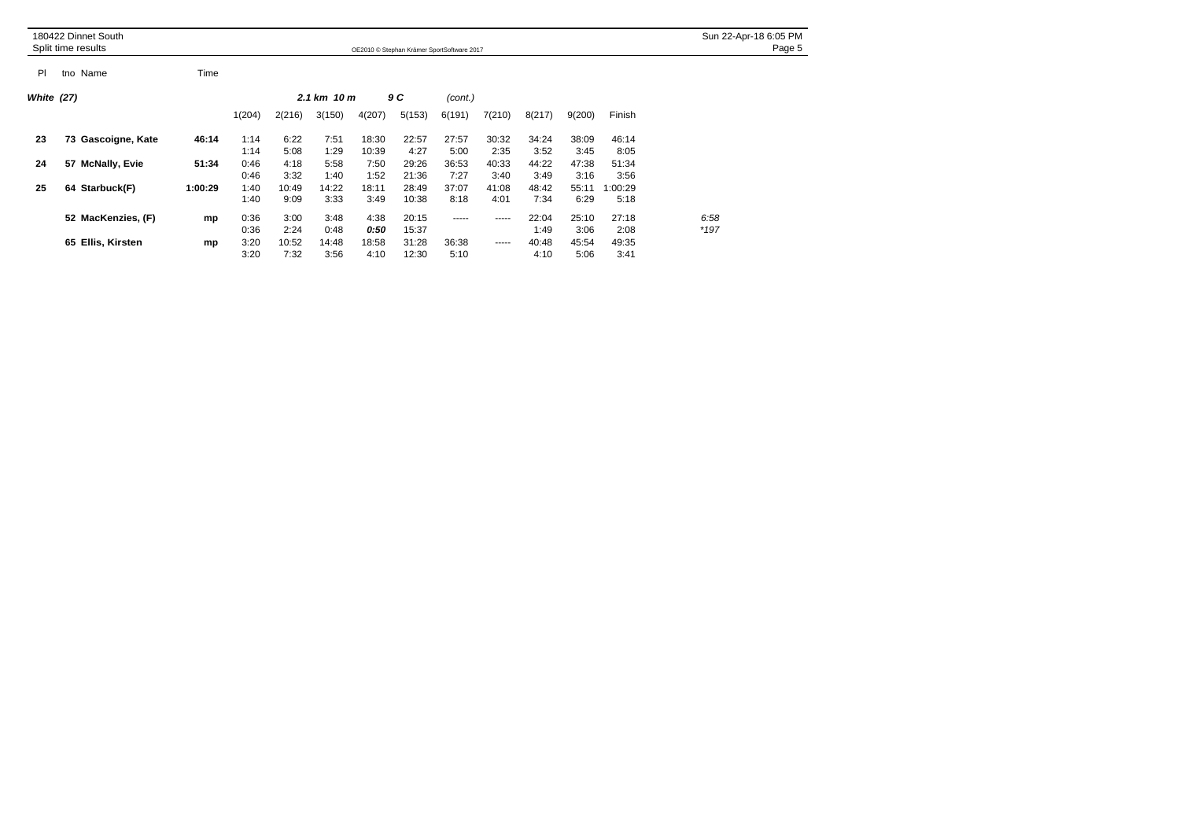180422 Dinnet South
Split time results

OE2010 © Stephan Krämer SportSoftware 2017

| Pl | tno Name | Time | | | | | | | | | | | | |
|---|---|---|---|---|---|---|---|---|---|---|---|---|---|---|
| ***White (27)*** | | | | | ***2.1 km 10 m*** | | ***9 C*** | *(cont.)* | | | | | | |
| | | | 1(204) | 2(216) | 3(150) | 4(207) | 5(153) | 6(191) | 7(210) | 8(217) | 9(200) | Finish | | |
| **23** | **73 Gascoigne, Kate** | **46:14** | 1:14 | 6:22 | 7:51 | 18:30 | 22:57 | 27:57 | 30:32 | 34:24 | 38:09 | 46:14 | | |
| | | | 1:14 | 5:08 | 1:29 | 10:39 | 4:27 | 5:00 | 2:35 | 3:52 | 3:45 | 8:05 | | |
| **24** | **57 McNally, Evie** | **51:34** | 0:46 | 4:18 | 5:58 | 7:50 | 29:26 | 36:53 | 40:33 | 44:22 | 47:38 | 51:34 | | |
| | | | 0:46 | 3:32 | 1:40 | 1:52 | 21:36 | 7:27 | 3:40 | 3:49 | 3:16 | 3:56 | | |
| **25** | **64 Starbuck(F)** | **1:00:29** | 1:40 | 10:49 | 14:22 | 18:11 | 28:49 | 37:07 | 41:08 | 48:42 | 55:11 | 1:00:29 | | |
| | | | 1:40 | 9:09 | 3:33 | 3:49 | 10:38 | 8:18 | 4:01 | 7:34 | 6:29 | 5:18 | | |
| | **52 MacKenzies, (F)** | **mp** | 0:36 | 3:00 | 3:48 | 4:38 | 20:15 | ----- | ----- | 22:04 | 25:10 | 27:18 | *6:58* | |
| | | | 0:36 | 2:24 | 0:48 | ***0:50*** | 15:37 | | | 1:49 | 3:06 | 2:08 | *\*197* | |
| | **65 Ellis, Kirsten** | **mp** | 3:20 | 10:52 | 14:48 | 18:58 | 31:28 | 36:38 | ----- | 40:48 | 45:54 | 49:35 | | |
| | | | 3:20 | 7:32 | 3:56 | 4:10 | 12:30 | 5:10 | | 4:10 | 5:06 | 3:41 | | |